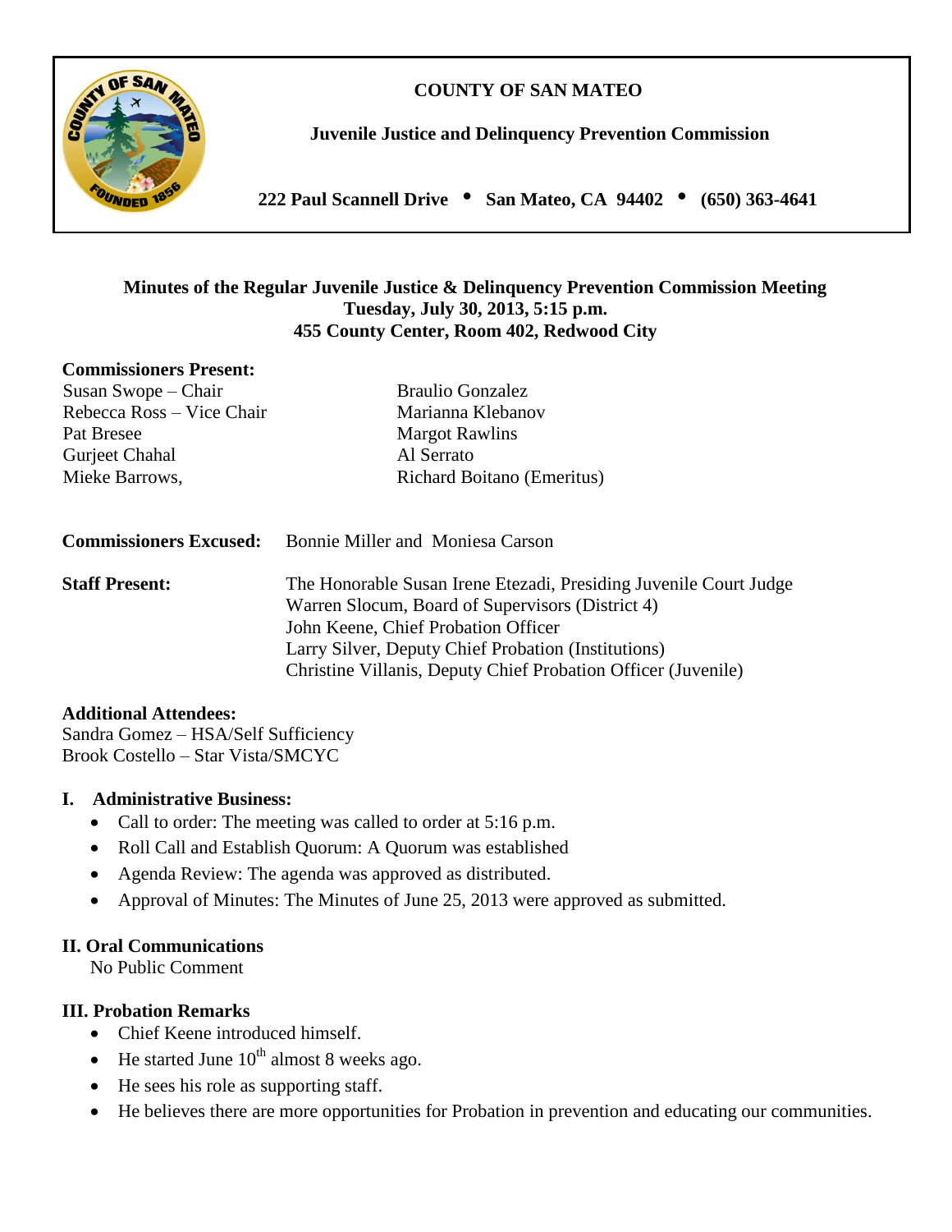**COUNTY OF SAN MATEO**

**Juvenile Justice and Delinquency Prevention Commission**

**222 Paul Scannell Drive • San Mateo, CA 94402 • (650) 363-4641**

## Minutes of the Regular Juvenile Justice & Delinquency Prevention Commission Meeting
## Tuesday, July 30, 2013, 5:15 p.m.
## 455 County Center, Room 402, Redwood City

**Commissioners Present:**

Susan Swope – Chair
Rebecca Ross – Vice Chair
Pat Bresee
Gurjeet Chahal
Mieke Barrows,
Braulio Gonzalez
Marianna Klebanov
Margot Rawlins
Al Serrato
Richard Boitano (Emeritus)

**Commissioners Excused:** Bonnie Miller and Moniesa Carson

**Staff Present:**
The Honorable Susan Irene Etezadi, Presiding Juvenile Court Judge
Warren Slocum, Board of Supervisors (District 4)
John Keene, Chief Probation Officer
Larry Silver, Deputy Chief Probation (Institutions)
Christine Villanis, Deputy Chief Probation Officer (Juvenile)

**Additional Attendees:**

Sandra Gomez – HSA/Self Sufficiency
Brook Costello – Star Vista/SMCYC

### I. Administrative Business:

- Call to order: The meeting was called to order at 5:16 p.m.
- Roll Call and Establish Quorum: A Quorum was established
- Agenda Review: The agenda was approved as distributed.
- Approval of Minutes: The Minutes of June 25, 2013 were approved as submitted.

### II. Oral Communications

No Public Comment

### III. Probation Remarks

- Chief Keene introduced himself.
- He started June 10th almost 8 weeks ago.
- He sees his role as supporting staff.
- He believes there are more opportunities for Probation in prevention and educating our communities.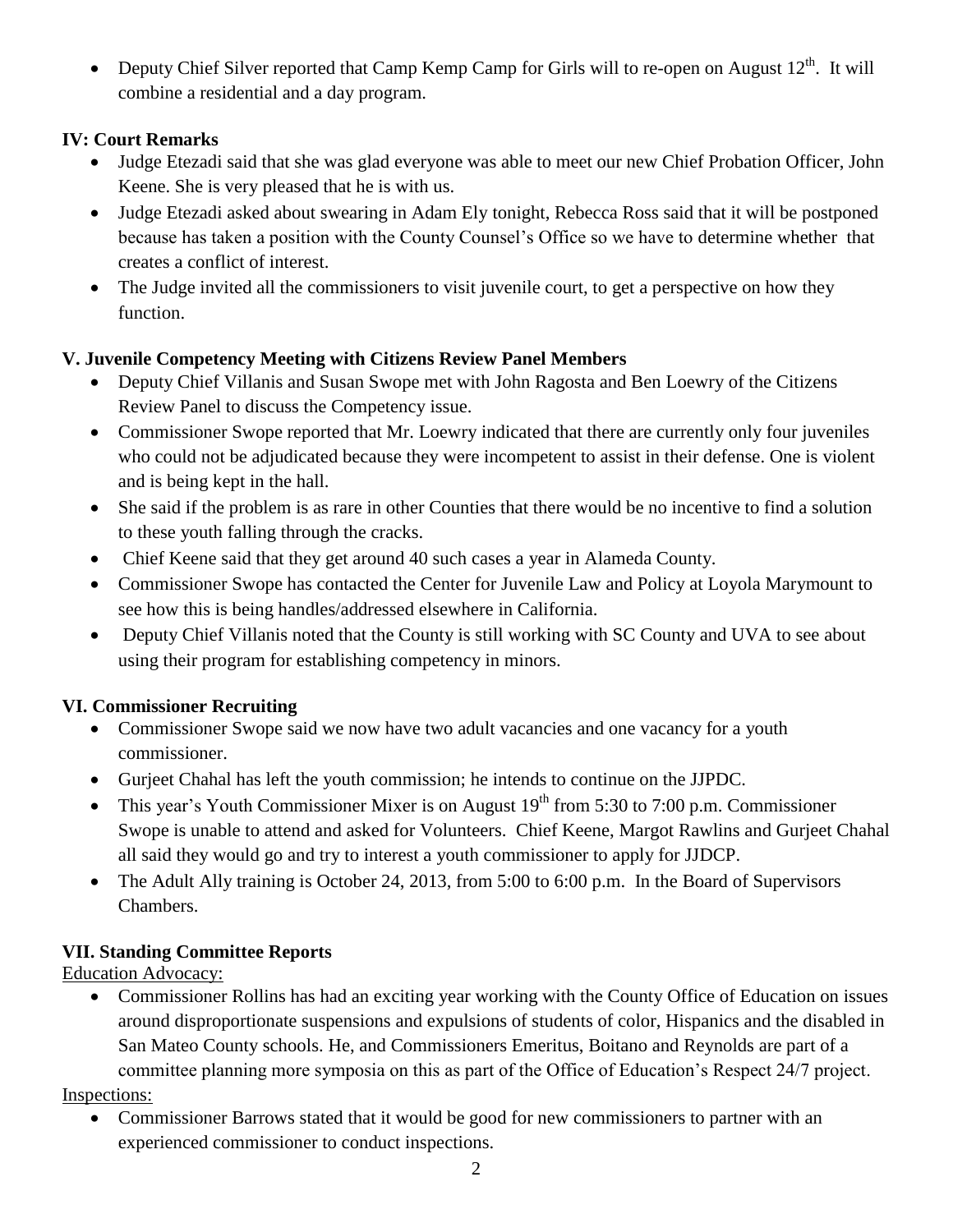- Deputy Chief Silver reported that Camp Kemp Camp for Girls will to re-open on August 12th. It will combine a residential and a day program.

**IV: Court Remarks**

- Judge Etezadi said that she was glad everyone was able to meet our new Chief Probation Officer, John Keene. She is very pleased that he is with us.
- Judge Etezadi asked about swearing in Adam Ely tonight, Rebecca Ross said that it will be postponed because has taken a position with the County Counsel's Office so we have to determine whether that creates a conflict of interest.
- The Judge invited all the commissioners to visit juvenile court, to get a perspective on how they function.

**V. Juvenile Competency Meeting with Citizens Review Panel Members**

- Deputy Chief Villanis and Susan Swope met with John Ragosta and Ben Loewry of the Citizens Review Panel to discuss the Competency issue.
- Commissioner Swope reported that Mr. Loewry indicated that there are currently only four juveniles who could not be adjudicated because they were incompetent to assist in their defense. One is violent and is being kept in the hall.
- She said if the problem is as rare in other Counties that there would be no incentive to find a solution to these youth falling through the cracks.
- Chief Keene said that they get around 40 such cases a year in Alameda County.
- Commissioner Swope has contacted the Center for Juvenile Law and Policy at Loyola Marymount to see how this is being handles/addressed elsewhere in California.
- Deputy Chief Villanis noted that the County is still working with SC County and UVA to see about using their program for establishing competency in minors.

**VI. Commissioner Recruiting**

- Commissioner Swope said we now have two adult vacancies and one vacancy for a youth commissioner.
- Gurjeet Chahal has left the youth commission; he intends to continue on the JJPDC.
- This year's Youth Commissioner Mixer is on August 19th from 5:30 to 7:00 p.m. Commissioner Swope is unable to attend and asked for Volunteers. Chief Keene, Margot Rawlins and Gurjeet Chahal all said they would go and try to interest a youth commissioner to apply for JJDCP.
- The Adult Ally training is October 24, 2013, from 5:00 to 6:00 p.m. In the Board of Supervisors Chambers.

**VII. Standing Committee Reports**

Education Advocacy:

- Commissioner Rollins has had an exciting year working with the County Office of Education on issues around disproportionate suspensions and expulsions of students of color, Hispanics and the disabled in San Mateo County schools. He, and Commissioners Emeritus, Boitano and Reynolds are part of a committee planning more symposia on this as part of the Office of Education's Respect 24/7 project.

Inspections:

- Commissioner Barrows stated that it would be good for new commissioners to partner with an experienced commissioner to conduct inspections.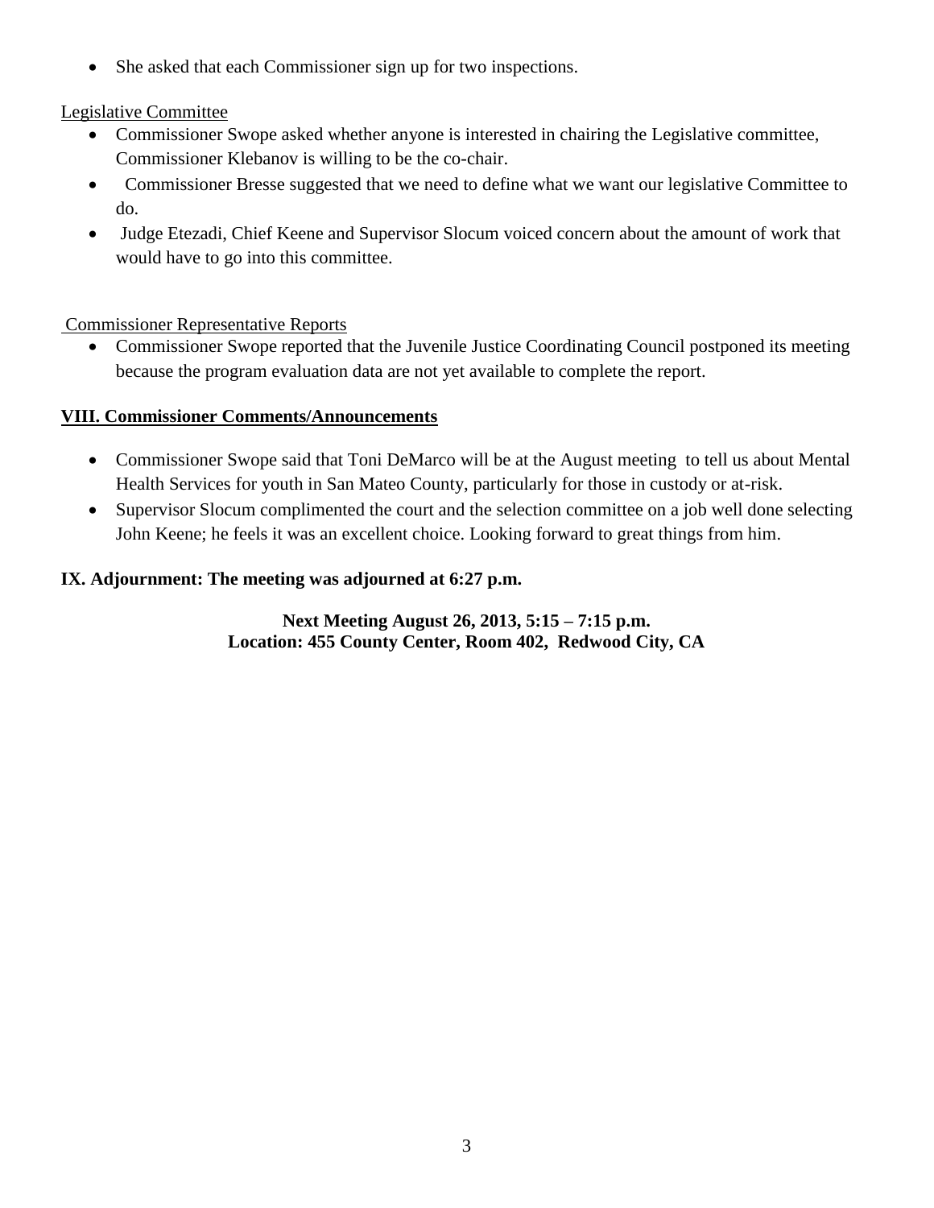- She asked that each Commissioner sign up for two inspections.

Legislative Committee

- Commissioner Swope asked whether anyone is interested in chairing the Legislative committee, Commissioner Klebanov is willing to be the co-chair.
- Commissioner Bresse suggested that we need to define what we want our legislative Committee to do.
- Judge Etezadi, Chief Keene and Supervisor Slocum voiced concern about the amount of work that would have to go into this committee.

Commissioner Representative Reports

- Commissioner Swope reported that the Juvenile Justice Coordinating Council postponed its meeting because the program evaluation data are not yet available to complete the report.

## VIII. Commissioner Comments/Announcements

- Commissioner Swope said that Toni DeMarco will be at the August meeting to tell us about Mental Health Services for youth in San Mateo County, particularly for those in custody or at-risk.
- Supervisor Slocum complimented the court and the selection committee on a job well done selecting John Keene; he feels it was an excellent choice. Looking forward to great things from him.

## IX. Adjournment: The meeting was adjourned at 6:27 p.m.

**Next Meeting August 26, 2013, 5:15 – 7:15 p.m.**
**Location: 455 County Center, Room 402, Redwood City, CA**